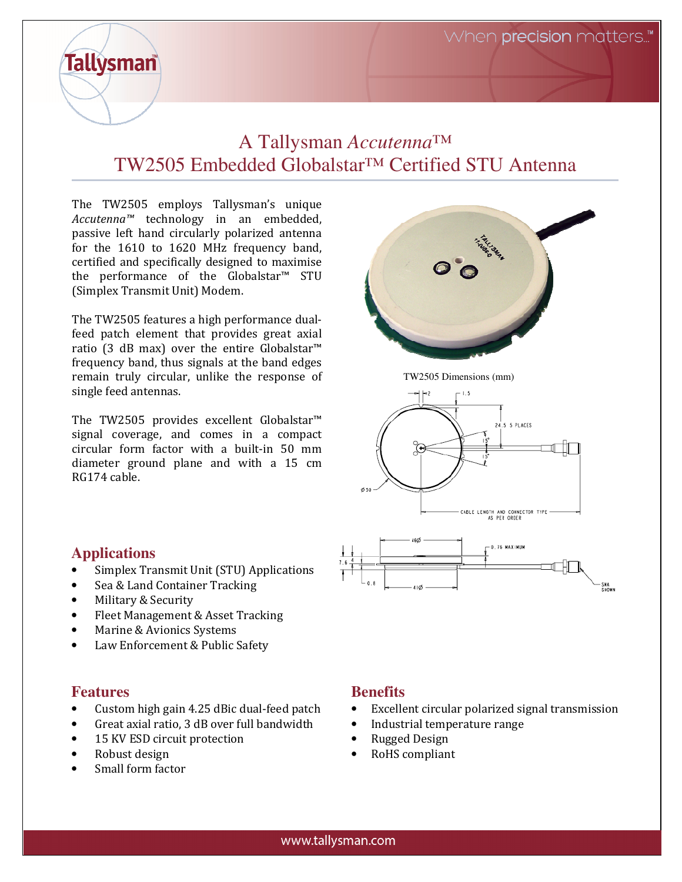# A Tallysman *Accutenna*™
# TW2505 Embedded Globalstar™ Certified STU Antenna

The TW2505 employs Tallysman's unique *Accutenna™* technology in an embedded, passive left hand circularly polarized antenna for the 1610 to 1620 MHz frequency band, certified and specifically designed to maximise the performance of the Globalstar™ STU (Simplex Transmit Unit) Modem.

The TW2505 features a high performance dual-feed patch element that provides great axial ratio (3 dB max) over the entire Globalstar™ frequency band, thus signals at the band edges remain truly circular, unlike the response of single feed antennas.

The TW2505 provides excellent Globalstar™ signal coverage, and comes in a compact circular form factor with a built-in 50 mm diameter ground plane and with a 15 cm RG174 cable.

TW2505 Dimensions (mm)

## Applications

- Simplex Transmit Unit (STU) Applications
- Sea & Land Container Tracking
- Military & Security
- Fleet Management & Asset Tracking
- Marine & Avionics Systems
- Law Enforcement & Public Safety

## Features

- Custom high gain 4.25 dBic dual-feed patch
- Great axial ratio, 3 dB over full bandwidth
- 15 KV ESD circuit protection
- Robust design
- Small form factor

## Benefits

- Excellent circular polarized signal transmission
- Industrial temperature range
- Rugged Design
- RoHS compliant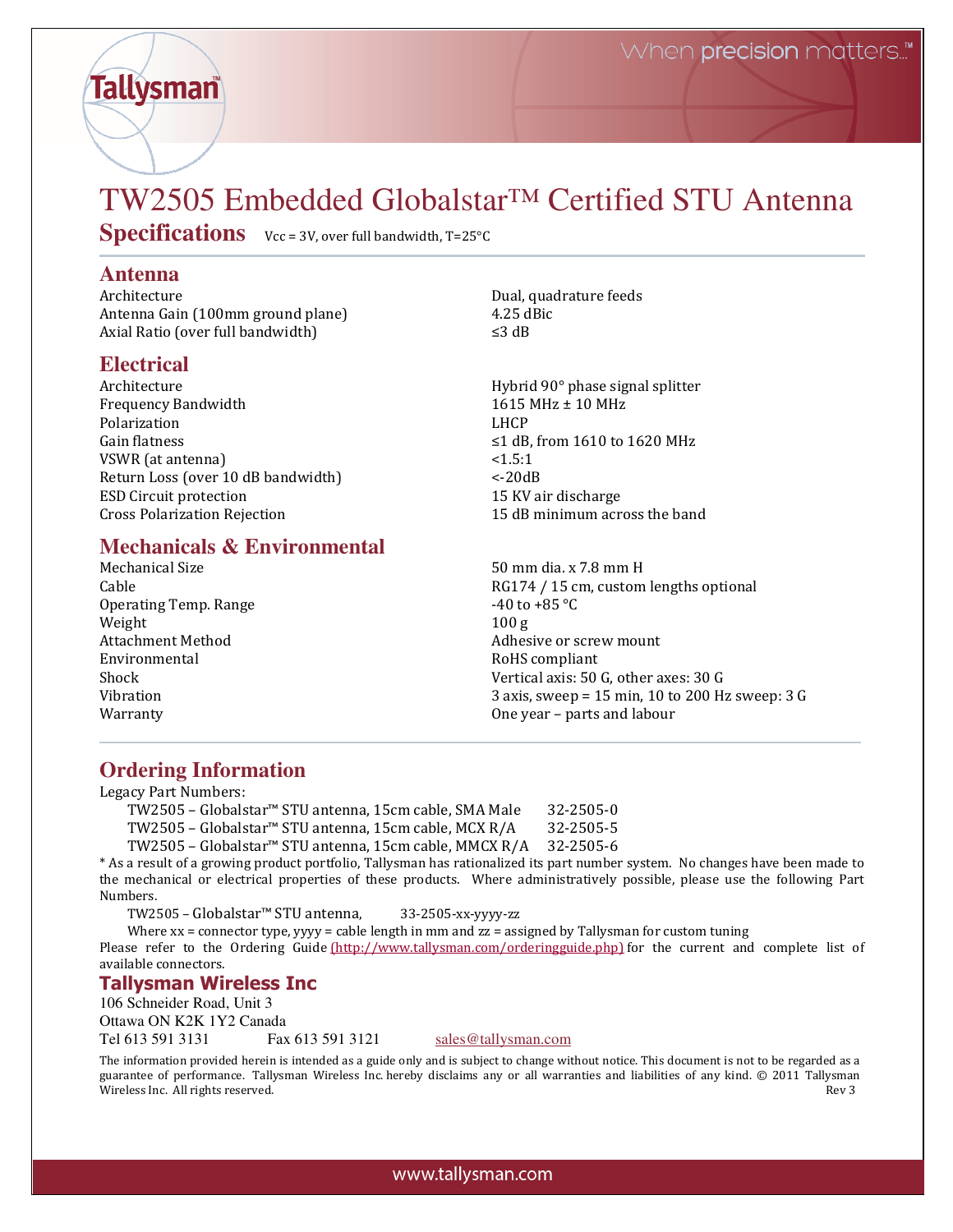# TW2505 Embedded Globalstar™ Certified STU Antenna

## Specifications

Vcc = 3V, over full bandwidth, T=25°C

### Antenna

| | |
|---|---|
| Architecture | Dual, quadrature feeds |
| Antenna Gain (100mm ground plane) | 4.25 dBic |
| Axial Ratio (over full bandwidth) | ≤3 dB |

### Electrical

| | |
|---|---|
| Architecture | Hybrid 90° phase signal splitter |
| Frequency Bandwidth | 1615 MHz ± 10 MHz |
| Polarization | LHCP |
| Gain flatness | ≤1 dB, from 1610 to 1620 MHz |
| VSWR (at antenna) | <1.5:1 |
| Return Loss (over 10 dB bandwidth) | <-20dB |
| ESD Circuit protection | 15 KV air discharge |
| Cross Polarization Rejection | 15 dB minimum across the band |

### Mechanicals & Environmental

| | |
|---|---|
| Mechanical Size | 50 mm dia. x 7.8 mm H |
| Cable | RG174 / 15 cm, custom lengths optional |
| Operating Temp. Range | -40 to +85 °C |
| Weight | 100 g |
| Attachment Method | Adhesive or screw mount |
| Environmental | RoHS compliant |
| Shock | Vertical axis: 50 G, other axes: 30 G |
| Vibration | 3 axis, sweep = 15 min, 10 to 200 Hz sweep: 3 G |
| Warranty | One year – parts and labour |

### Ordering Information

Legacy Part Numbers:

| | |
|---|---|
| TW2505 – Globalstar™ STU antenna, 15cm cable, SMA Male | 32-2505-0 |
| TW2505 – Globalstar™ STU antenna, 15cm cable, MCX R/A | 32-2505-5 |
| TW2505 – Globalstar™ STU antenna, 15cm cable, MMCX R/A | 32-2505-6 |

* As a result of a growing product portfolio, Tallysman has rationalized its part number system. No changes have been made to the mechanical or electrical properties of these products. Where administratively possible, please use the following Part Numbers.

TW2505 – Globalstar™ STU antenna, 33-2505-xx-yyyy-zz

Where xx = connector type, yyyy = cable length in mm and zz = assigned by Tallysman for custom tuning

Please refer to the Ordering Guide (http://www.tallysman.com/orderingguide.php) for the current and complete list of available connectors.

### Tallysman Wireless Inc

106 Schneider Road, Unit 3
Ottawa ON K2K 1Y2 Canada
Tel 613 591 3131 Fax 613 591 3121 sales@tallysman.com

The information provided herein is intended as a guide only and is subject to change without notice. This document is not to be regarded as a guarantee of performance. Tallysman Wireless Inc. hereby disclaims any or all warranties and liabilities of any kind. © 2011 Tallysman Wireless Inc. All rights reserved. Rev 3